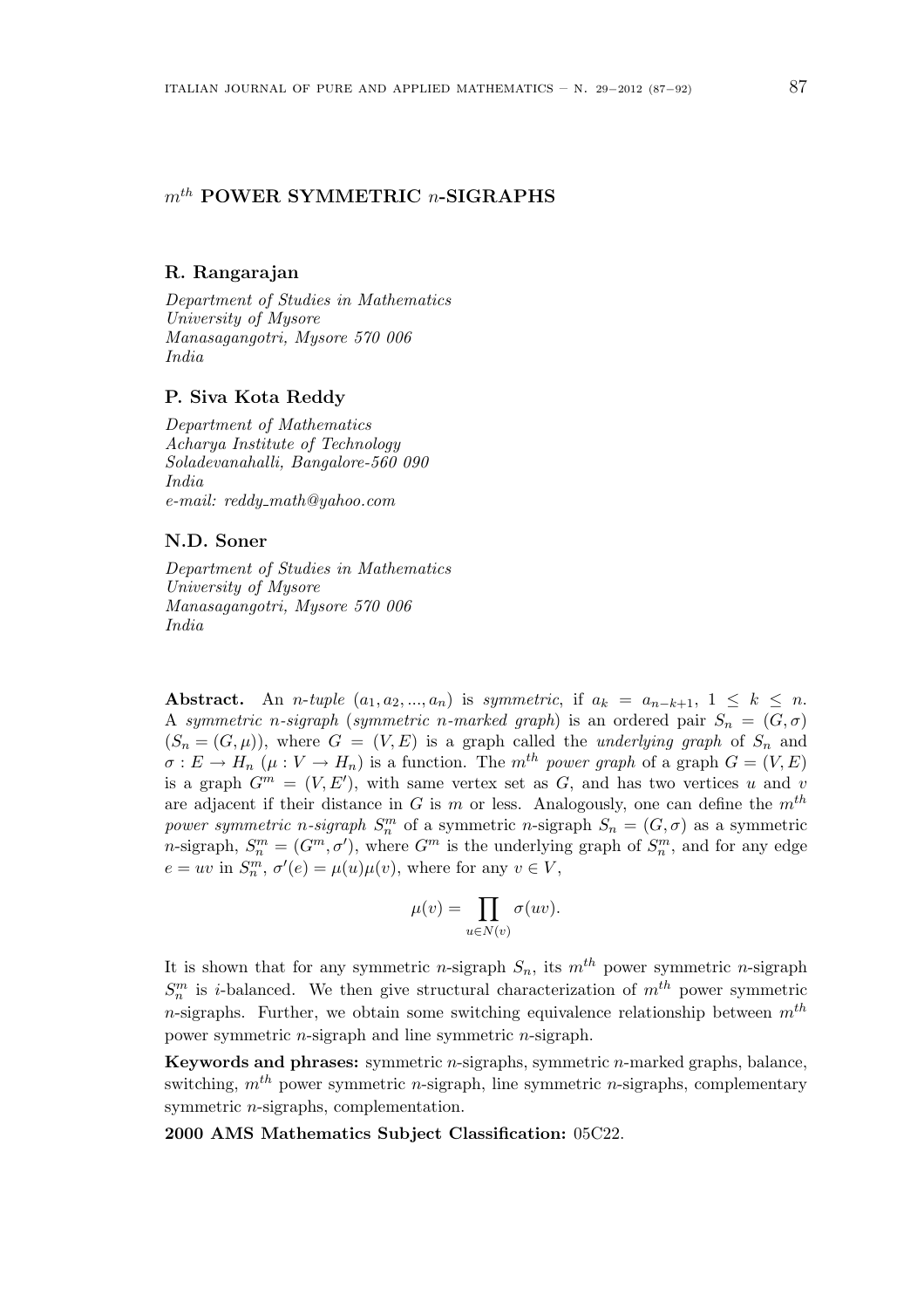# $m^{th}$ POWER SYMMETRIC $n$-SIGRAPHS

**R. Rangarajan**

*Department of Studies in Mathematics*
*University of Mysore*
*Manasagangotri, Mysore 570 006*
*India*

**P. Siva Kota Reddy**

*Department of Mathematics*
*Acharya Institute of Technology*
*Soladevanahalli, Bangalore-560 090*
*India*
*e-mail: reddy_math@yahoo.com*

**N.D. Soner**

*Department of Studies in Mathematics*
*University of Mysore*
*Manasagangotri, Mysore 570 006*
*India*

**Abstract.** An *n-tuple* $(a_1, a_2, ..., a_n)$ is *symmetric*, if $a_k = a_{n-k+1}$, $1 \leq k \leq n$. A *symmetric n-sigraph* (*symmetric n-marked graph*) is an ordered pair $S_n = (G, \sigma)$ ($S_n = (G, \mu)$), where $G = (V, E)$ is a graph called the *underlying graph* of $S_n$ and $\sigma : E \to H_n$ ($\mu : V \to H_n$) is a function. The $m^{th}$ *power graph* of a graph $G = (V, E)$ is a graph $G^m = (V, E')$, with same vertex set as $G$, and has two vertices $u$ and $v$ are adjacent if their distance in $G$ is $m$ or less. Analogously, one can define the $m^{th}$ *power symmetric n-sigraph* $S_n^m$ of a symmetric $n$-sigraph $S_n = (G, \sigma)$ as a symmetric $n$-sigraph, $S_n^m = (G^m, \sigma')$, where $G^m$ is the underlying graph of $S_n^m$, and for any edge $e = uv$ in $S_n^m$, $\sigma'(e) = \mu(u)\mu(v)$, where for any $v \in V$,

$$\mu(v) = \prod_{u \in N(v)} \sigma(uv).$$

It is shown that for any symmetric $n$-sigraph $S_n$, its $m^{th}$ power symmetric $n$-sigraph $S_n^m$ is $i$-balanced. We then give structural characterization of $m^{th}$ power symmetric $n$-sigraphs. Further, we obtain some switching equivalence relationship between $m^{th}$ power symmetric $n$-sigraph and line symmetric $n$-sigraph.

**Keywords and phrases:** symmetric $n$-sigraphs, symmetric $n$-marked graphs, balance, switching, $m^{th}$ power symmetric $n$-sigraph, line symmetric $n$-sigraphs, complementary symmetric $n$-sigraphs, complementation.

**2000 AMS Mathematics Subject Classification:** 05C22.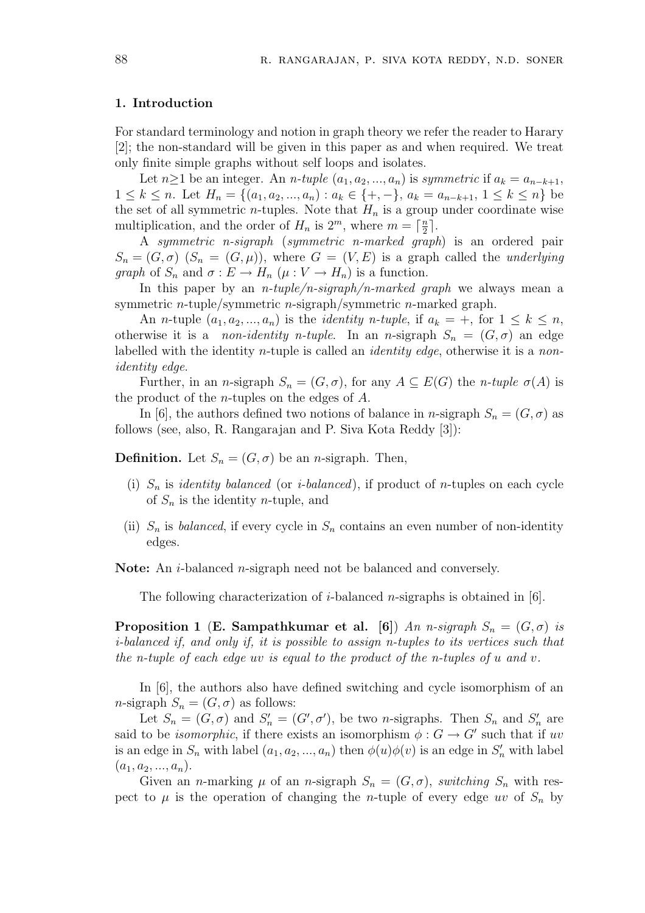## 1. Introduction

For standard terminology and notion in graph theory we refer the reader to Harary [2]; the non-standard will be given in this paper as and when required. We treat only finite simple graphs without self loops and isolates.

Let $n \geq 1$ be an integer. An *n-tuple* $(a_1, a_2, ..., a_n)$ is *symmetric* if $a_k = a_{n-k+1}$, $1 \leq k \leq n$. Let $H_n = \{(a_1, a_2, ..., a_n) : a_k \in \{+, -\}, a_k = a_{n-k+1}, 1 \leq k \leq n\}$ be the set of all symmetric $n$-tuples. Note that $H_n$ is a group under coordinate wise multiplication, and the order of $H_n$ is $2^m$, where $m = \lceil \frac{n}{2} \rceil$.

A *symmetric n-sigraph* (*symmetric n-marked graph*) is an ordered pair $S_n = (G, \sigma)$ ($S_n = (G, \mu)$), where $G = (V, E)$ is a graph called the *underlying graph* of $S_n$ and $\sigma : E \to H_n$ ($\mu : V \to H_n$) is a function.

In this paper by an *n-tuple/n-sigraph/n-marked graph* we always mean a symmetric $n$-tuple/symmetric $n$-sigraph/symmetric $n$-marked graph.

An $n$-tuple $(a_1, a_2, ..., a_n)$ is the *identity n-tuple*, if $a_k = +$, for $1 \leq k \leq n$, otherwise it is a *non-identity n-tuple*. In an $n$-sigraph $S_n = (G, \sigma)$ an edge labelled with the identity $n$-tuple is called an *identity edge*, otherwise it is a *non-identity edge*.

Further, in an $n$-sigraph $S_n = (G, \sigma)$, for any $A \subseteq E(G)$ the *n-tuple* $\sigma(A)$ is the product of the $n$-tuples on the edges of $A$.

In [6], the authors defined two notions of balance in $n$-sigraph $S_n = (G, \sigma)$ as follows (see, also, R. Rangarajan and P. Siva Kota Reddy [3]):

**Definition.** Let $S_n = (G, \sigma)$ be an $n$-sigraph. Then,

(i) $S_n$ is *identity balanced* (or *i-balanced*), if product of $n$-tuples on each cycle of $S_n$ is the identity $n$-tuple, and

(ii) $S_n$ is *balanced*, if every cycle in $S_n$ contains an even number of non-identity edges.

**Note:** An $i$-balanced $n$-sigraph need not be balanced and conversely.

The following characterization of $i$-balanced $n$-sigraphs is obtained in [6].

**Proposition 1** (**E. Sampathkumar et al. [6]**) *An $n$-sigraph $S_n = (G, \sigma)$ is i-balanced if, and only if, it is possible to assign $n$-tuples to its vertices such that the $n$-tuple of each edge $uv$ is equal to the product of the $n$-tuples of $u$ and $v$.*

In [6], the authors also have defined switching and cycle isomorphism of an $n$-sigraph $S_n = (G, \sigma)$ as follows:

Let $S_n = (G, \sigma)$ and $S'_n = (G', \sigma')$, be two $n$-sigraphs. Then $S_n$ and $S'_n$ are said to be *isomorphic*, if there exists an isomorphism $\phi : G \to G'$ such that if $uv$ is an edge in $S_n$ with label $(a_1, a_2, ..., a_n)$ then $\phi(u)\phi(v)$ is an edge in $S'_n$ with label $(a_1, a_2, ..., a_n)$.

Given an $n$-marking $\mu$ of an $n$-sigraph $S_n = (G, \sigma)$, *switching* $S_n$ with respect to $\mu$ is the operation of changing the $n$-tuple of every edge $uv$ of $S_n$ by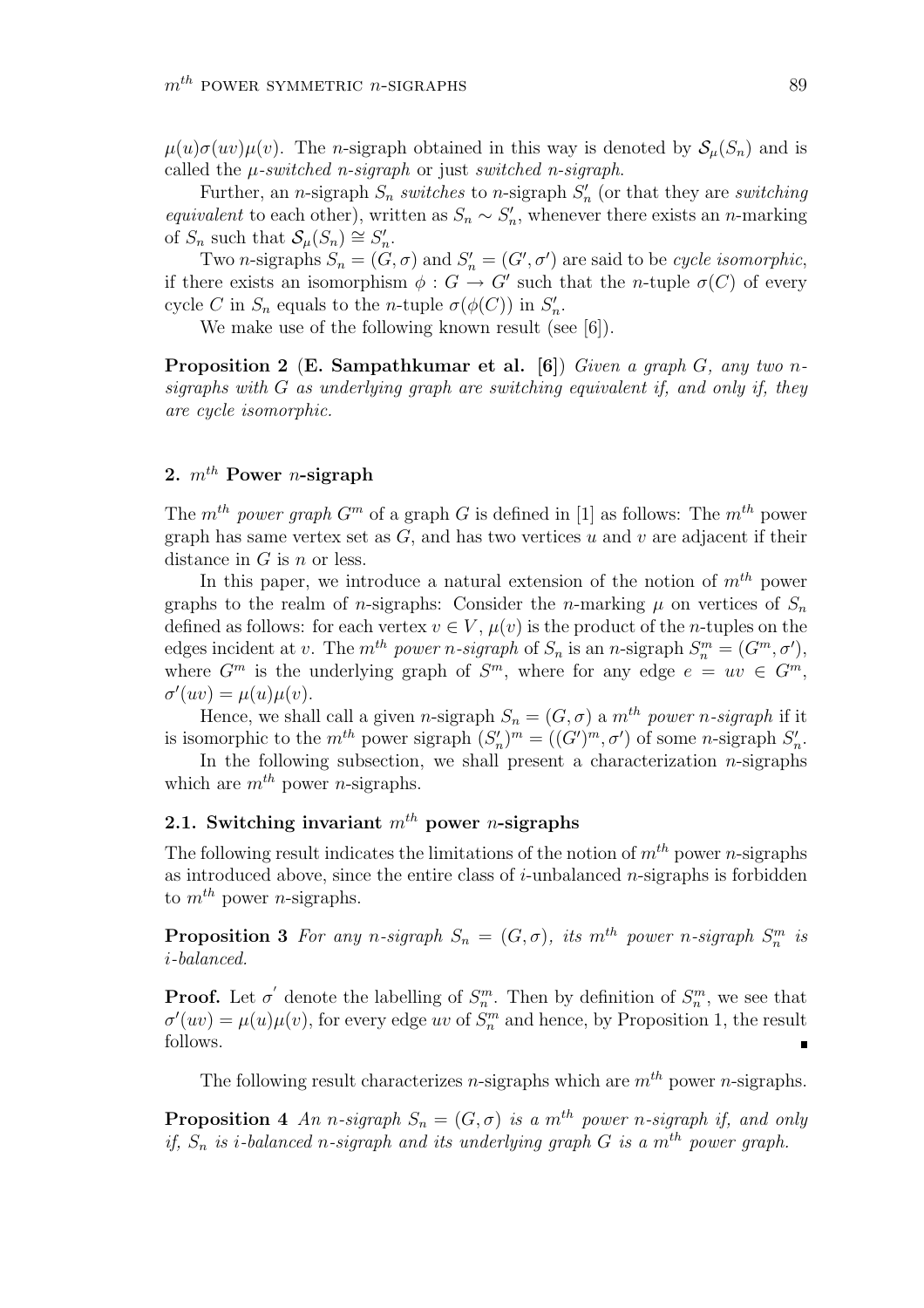$\mu(u)\sigma(uv)\mu(v)$. The $n$-sigraph obtained in this way is denoted by $\mathcal{S}_\mu(S_n)$ and is called the *$\mu$-switched $n$-sigraph* or just *switched $n$-sigraph*.

Further, an $n$-sigraph $S_n$ *switches* to $n$-sigraph $S'_n$ (or that they are *switching equivalent* to each other), written as $S_n \sim S'_n$, whenever there exists an $n$-marking of $S_n$ such that $\mathcal{S}_\mu(S_n) \cong S'_n$.

Two $n$-sigraphs $S_n = (G, \sigma)$ and $S'_n = (G', \sigma')$ are said to be *cycle isomorphic*, if there exists an isomorphism $\phi : G \to G'$ such that the $n$-tuple $\sigma(C)$ of every cycle $C$ in $S_n$ equals to the $n$-tuple $\sigma(\phi(C))$ in $S'_n$.

We make use of the following known result (see [6]).

**Proposition 2** (**E. Sampathkumar et al. [6]**) *Given a graph $G$, any two $n$-sigraphs with $G$ as underlying graph are switching equivalent if, and only if, they are cycle isomorphic.*

## 2. $m^{th}$ Power $n$-sigraph

The $m^{th}$ *power graph* $G^m$ of a graph $G$ is defined in [1] as follows: The $m^{th}$ power graph has same vertex set as $G$, and has two vertices $u$ and $v$ are adjacent if their distance in $G$ is $n$ or less.

In this paper, we introduce a natural extension of the notion of $m^{th}$ power graphs to the realm of $n$-sigraphs: Consider the $n$-marking $\mu$ on vertices of $S_n$ defined as follows: for each vertex $v \in V$, $\mu(v)$ is the product of the $n$-tuples on the edges incident at $v$. The $m^{th}$ *power $n$-sigraph* of $S_n$ is an $n$-sigraph $S_n^m = (G^m, \sigma')$, where $G^m$ is the underlying graph of $S^m$, where for any edge $e = uv \in G^m$, $\sigma'(uv) = \mu(u)\mu(v)$.

Hence, we shall call a given $n$-sigraph $S_n = (G, \sigma)$ a $m^{th}$ *power $n$-sigraph* if it is isomorphic to the $m^{th}$ power sigraph $(S'_n)^m = ((G')^m, \sigma')$ of some $n$-sigraph $S'_n$.

In the following subsection, we shall present a characterization $n$-sigraphs which are $m^{th}$ power $n$-sigraphs.

### 2.1. Switching invariant $m^{th}$ power $n$-sigraphs

The following result indicates the limitations of the notion of $m^{th}$ power $n$-sigraphs as introduced above, since the entire class of $i$-unbalanced $n$-sigraphs is forbidden to $m^{th}$ power $n$-sigraphs.

**Proposition 3** *For any $n$-sigraph $S_n = (G, \sigma)$, its $m^{th}$ power $n$-sigraph $S_n^m$ is $i$-balanced.*

**Proof.** Let $\sigma'$ denote the labelling of $S_n^m$. Then by definition of $S_n^m$, we see that $\sigma'(uv) = \mu(u)\mu(v)$, for every edge $uv$ of $S_n^m$ and hence, by Proposition 1, the result follows. ∎

The following result characterizes $n$-sigraphs which are $m^{th}$ power $n$-sigraphs.

**Proposition 4** *An $n$-sigraph $S_n = (G, \sigma)$ is a $m^{th}$ power $n$-sigraph if, and only if, $S_n$ is $i$-balanced $n$-sigraph and its underlying graph $G$ is a $m^{th}$ power graph.*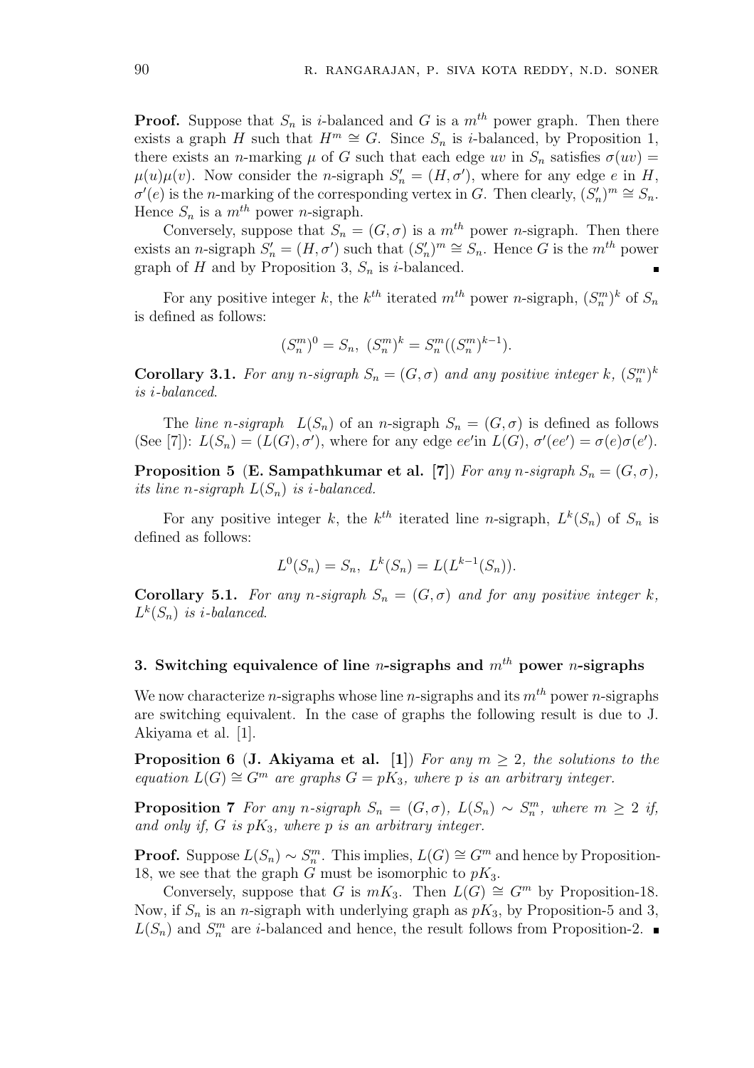**Proof.** Suppose that $S_n$ is $i$-balanced and $G$ is a $m^{th}$ power graph. Then there exists a graph $H$ such that $H^m \cong G$. Since $S_n$ is $i$-balanced, by Proposition 1, there exists an $n$-marking $\mu$ of $G$ such that each edge $uv$ in $S_n$ satisfies $\sigma(uv) = \mu(u)\mu(v)$. Now consider the $n$-sigraph $S_n' = (H, \sigma')$, where for any edge $e$ in $H$, $\sigma'(e)$ is the $n$-marking of the corresponding vertex in $G$. Then clearly, $(S_n')^m \cong S_n$. Hence $S_n$ is a $m^{th}$ power $n$-sigraph.

Conversely, suppose that $S_n = (G, \sigma)$ is a $m^{th}$ power $n$-sigraph. Then there exists an $n$-sigraph $S_n' = (H, \sigma')$ such that $(S_n')^m \cong S_n$. Hence $G$ is the $m^{th}$ power graph of $H$ and by Proposition 3, $S_n$ is $i$-balanced. ∎

For any positive integer $k$, the $k^{th}$ iterated $m^{th}$ power $n$-sigraph, $(S_n^m)^k$ of $S_n$ is defined as follows:

$$(S_n^m)^0 = S_n, \ (S_n^m)^k = S_n^m((S_n^m)^{k-1}).$$

**Corollary 3.1.** *For any $n$-sigraph $S_n = (G, \sigma)$ and any positive integer $k$, $(S_n^m)^k$ is $i$-balanced.*

The *line $n$-sigraph* $L(S_n)$ of an $n$-sigraph $S_n = (G, \sigma)$ is defined as follows (See [7]): $L(S_n) = (L(G), \sigma')$, where for any edge $ee'$in $L(G)$, $\sigma'(ee') = \sigma(e)\sigma(e')$.

**Proposition 5** (**E. Sampathkumar et al. [7]**) *For any $n$-sigraph $S_n = (G, \sigma)$, its line $n$-sigraph $L(S_n)$ is $i$-balanced.*

For any positive integer $k$, the $k^{th}$ iterated line $n$-sigraph, $L^k(S_n)$ of $S_n$ is defined as follows:

$$L^0(S_n) = S_n, \ L^k(S_n) = L(L^{k-1}(S_n)).$$

**Corollary 5.1.** *For any $n$-sigraph $S_n = (G, \sigma)$ and for any positive integer $k$, $L^k(S_n)$ is $i$-balanced.*

## 3. Switching equivalence of line $n$-sigraphs and $m^{th}$ power $n$-sigraphs

We now characterize $n$-sigraphs whose line $n$-sigraphs and its $m^{th}$ power $n$-sigraphs are switching equivalent. In the case of graphs the following result is due to J. Akiyama et al. [1].

**Proposition 6** (**J. Akiyama et al. [1]**) *For any $m \geq 2$, the solutions to the equation $L(G) \cong G^m$ are graphs $G = pK_3$, where $p$ is an arbitrary integer.*

**Proposition 7** *For any $n$-sigraph $S_n = (G, \sigma)$, $L(S_n) \sim S_n^m$, where $m \geq 2$ if, and only if, $G$ is $pK_3$, where $p$ is an arbitrary integer.*

**Proof.** Suppose $L(S_n) \sim S_n^m$. This implies, $L(G) \cong G^m$ and hence by Proposition-18, we see that the graph $G$ must be isomorphic to $pK_3$.

Conversely, suppose that $G$ is $mK_3$. Then $L(G) \cong G^m$ by Proposition-18. Now, if $S_n$ is an $n$-sigraph with underlying graph as $pK_3$, by Proposition-5 and 3, $L(S_n)$ and $S_n^m$ are $i$-balanced and hence, the result follows from Proposition-2. ∎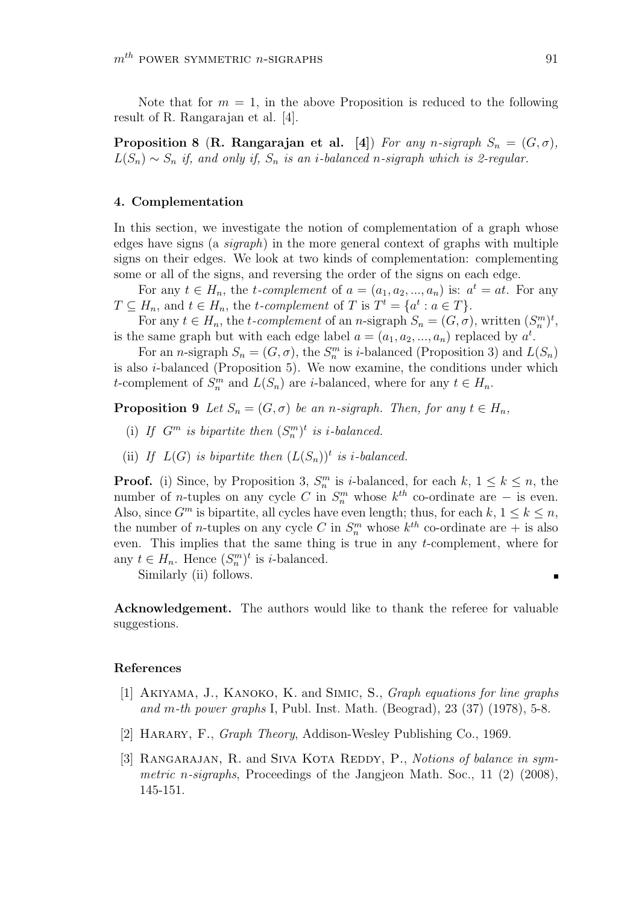Note that for $m = 1$, in the above Proposition is reduced to the following result of R. Rangarajan et al. [4].

**Proposition 8** (**R. Rangarajan et al. [4]**) *For any $n$-sigraph $S_n = (G, \sigma)$, $L(S_n) \sim S_n$ if, and only if, $S_n$ is an $i$-balanced $n$-sigraph which is 2-regular.*

#### 4. Complementation

In this section, we investigate the notion of complementation of a graph whose edges have signs (a *sigraph*) in the more general context of graphs with multiple signs on their edges. We look at two kinds of complementation: complementing some or all of the signs, and reversing the order of the signs on each edge.

For any $t \in H_n$, the *t-complement* of $a = (a_1, a_2, ..., a_n)$ is: $a^t = at$. For any $T \subseteq H_n$, and $t \in H_n$, the *t-complement* of $T$ is $T^t = \{a^t : a \in T\}$.

For any $t \in H_n$, the *t-complement* of an $n$-sigraph $S_n = (G, \sigma)$, written $(S_n^m)^t$, is the same graph but with each edge label $a = (a_1, a_2, ..., a_n)$ replaced by $a^t$.

For an $n$-sigraph $S_n = (G, \sigma)$, the $S_n^m$ is $i$-balanced (Proposition 3) and $L(S_n)$ is also $i$-balanced (Proposition 5). We now examine, the conditions under which $t$-complement of $S_n^m$ and $L(S_n)$ are $i$-balanced, where for any $t \in H_n$.

**Proposition 9** *Let $S_n = (G, \sigma)$ be an $n$-sigraph. Then, for any $t \in H_n$,*

(i) *If $G^m$ is bipartite then $(S_n^m)^t$ is $i$-balanced.*

(ii) *If $L(G)$ is bipartite then $(L(S_n))^t$ is $i$-balanced.*

**Proof.** (i) Since, by Proposition 3, $S_n^m$ is $i$-balanced, for each $k$, $1 \leq k \leq n$, the number of $n$-tuples on any cycle $C$ in $S_n^m$ whose $k^{th}$ co-ordinate are $-$ is even. Also, since $G^m$ is bipartite, all cycles have even length; thus, for each $k$, $1 \leq k \leq n$, the number of $n$-tuples on any cycle $C$ in $S_n^m$ whose $k^{th}$ co-ordinate are $+$ is also even. This implies that the same thing is true in any $t$-complement, where for any $t \in H_n$. Hence $(S_n^m)^t$ is $i$-balanced.

Similarly (ii) follows. ∎

**Acknowledgement.** The authors would like to thank the referee for valuable suggestions.

#### References

[1] Akiyama, J., Kanoko, K. and Simic, S., *Graph equations for line graphs and m-th power graphs* I, Publ. Inst. Math. (Beograd), 23 (37) (1978), 5-8.

[2] Harary, F., *Graph Theory*, Addison-Wesley Publishing Co., 1969.

[3] Rangarajan, R. and Siva Kota Reddy, P., *Notions of balance in symmetric n-sigraphs*, Proceedings of the Jangjeon Math. Soc., 11 (2) (2008), 145-151.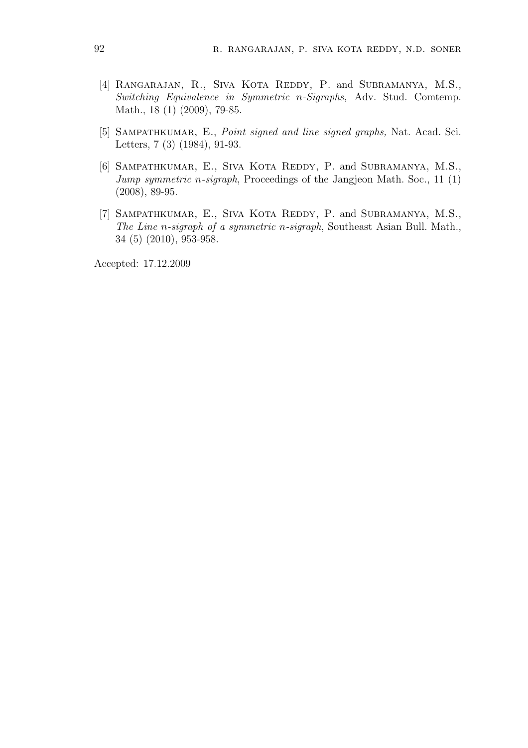[4] Rangarajan, R., Siva Kota Reddy, P. and Subramanya, M.S., *Switching Equivalence in Symmetric n-Sigraphs*, Adv. Stud. Comtemp. Math., 18 (1) (2009), 79-85.

[5] Sampathkumar, E., *Point signed and line signed graphs,* Nat. Acad. Sci. Letters, 7 (3) (1984), 91-93.

[6] Sampathkumar, E., Siva Kota Reddy, P. and Subramanya, M.S., *Jump symmetric n-sigraph*, Proceedings of the Jangjeon Math. Soc., 11 (1) (2008), 89-95.

[7] Sampathkumar, E., Siva Kota Reddy, P. and Subramanya, M.S., *The Line n-sigraph of a symmetric n-sigraph*, Southeast Asian Bull. Math., 34 (5) (2010), 953-958.

Accepted: 17.12.2009